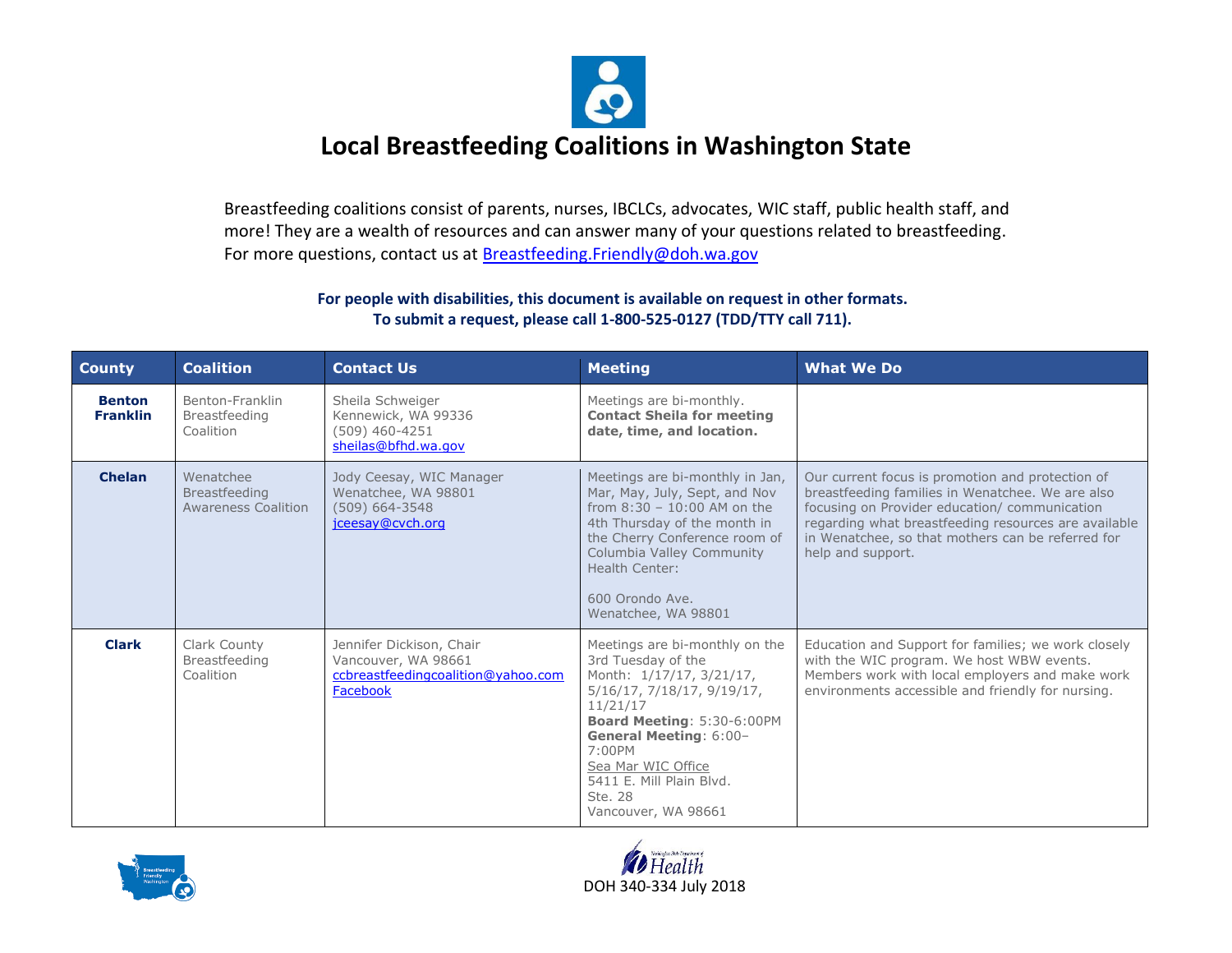# Local Breastfeeding Coalitions in Washington State

Breastfeeding coalitions consist of parents, nurses, IBCLCs, advocates, WIC staff, public health staff, and more! They are a wealth of resources and can answer many of your questions related to breastfeeding. For more questions, contact us at Breastfeeding.Friendly@doh.wa.gov

**For people with disabilities, this document is available on request in other formats.**
**To submit a request, please call 1-800-525-0127 (TDD/TTY call 711).**

| County | Coalition | Contact Us | Meeting | What We Do |
|---|---|---|---|---|
| **Benton Franklin** | Benton-Franklin Breastfeeding Coalition | Sheila Schweiger<br>Kennewick, WA 99336<br>(509) 460-4251<br>sheilas@bfhd.wa.gov | Meetings are bi-monthly. **Contact Sheila for meeting date, time, and location.** | |
| **Chelan** | Wenatchee Breastfeeding Awareness Coalition | Jody Ceesay, WIC Manager<br>Wenatchee, WA 98801<br>(509) 664-3548<br>jceesay@cvch.org | Meetings are bi-monthly in Jan, Mar, May, July, Sept, and Nov from 8:30 – 10:00 AM on the 4th Thursday of the month in the Cherry Conference room of Columbia Valley Community Health Center:<br><br>600 Orondo Ave.<br>Wenatchee, WA 98801 | Our current focus is promotion and protection of breastfeeding families in Wenatchee. We are also focusing on Provider education/ communication regarding what breastfeeding resources are available in Wenatchee, so that mothers can be referred for help and support. |
| **Clark** | Clark County Breastfeeding Coalition | Jennifer Dickison, Chair<br>Vancouver, WA 98661<br>ccbreastfeedingcoalition@yahoo.com<br>Facebook | Meetings are bi-monthly on the 3rd Tuesday of the Month: 1/17/17, 3/21/17, 5/16/17, 7/18/17, 9/19/17, 11/21/17<br>**Board Meeting**: 5:30-6:00PM<br>**General Meeting**: 6:00–7:00PM<br>Sea Mar WIC Office<br>5411 E. Mill Plain Blvd.<br>Ste. 28<br>Vancouver, WA 98661 | Education and Support for families; we work closely with the WIC program. We host WBW events. Members work with local employers and make work environments accessible and friendly for nursing. |

DOH 340-334 July 2018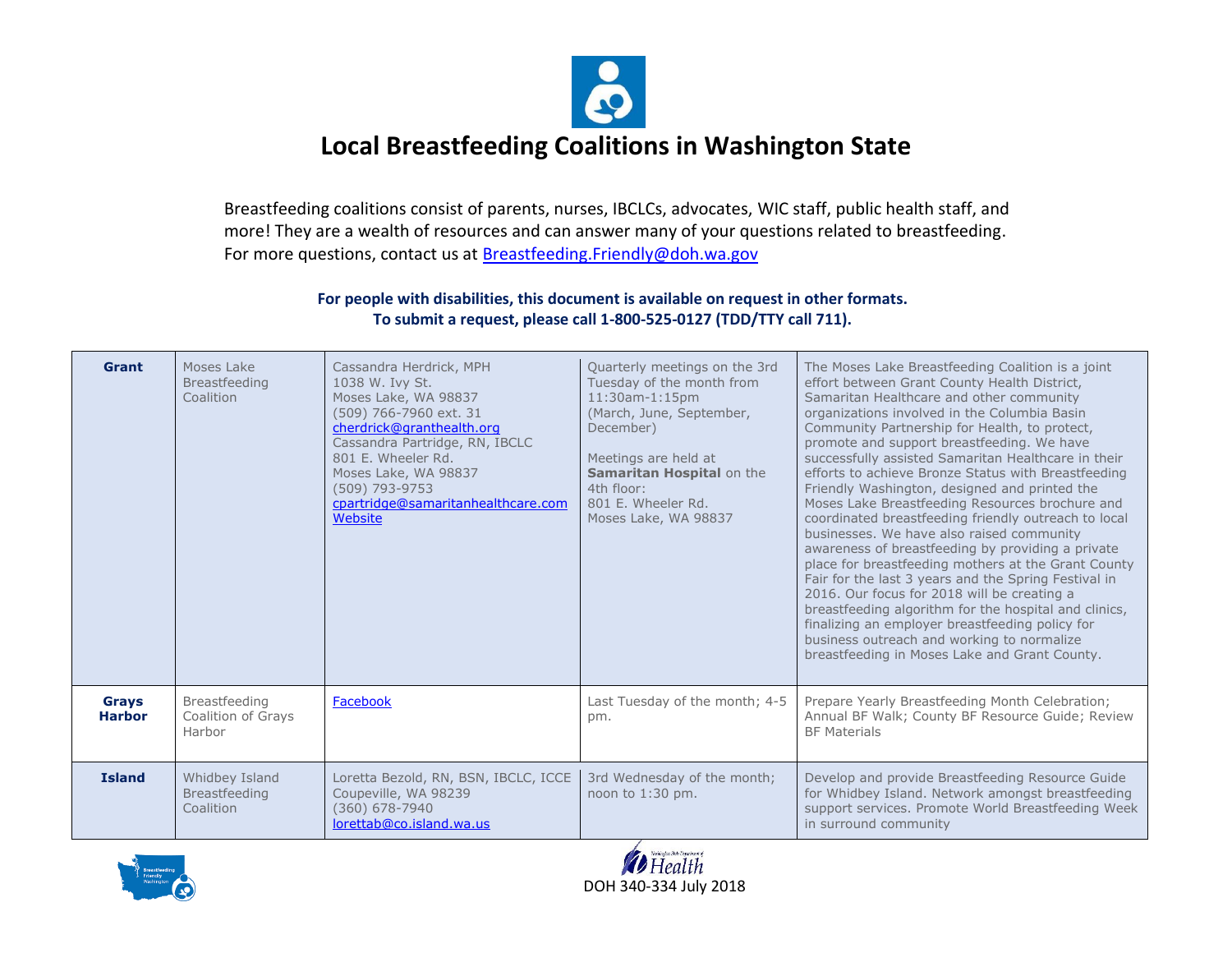# Local Breastfeeding Coalitions in Washington State

Breastfeeding coalitions consist of parents, nurses, IBCLCs, advocates, WIC staff, public health staff, and more! They are a wealth of resources and can answer many of your questions related to breastfeeding. For more questions, contact us at [Breastfeeding.Friendly@doh.wa.gov](mailto:Breastfeeding.Friendly@doh.wa.gov)

**For people with disabilities, this document is available on request in other formats.**
**To submit a request, please call 1-800-525-0127 (TDD/TTY call 711).**

| | | | | |
|---|---|---|---|---|
| **Grant** | Moses Lake Breastfeeding Coalition | Cassandra Herdrick, MPH<br>1038 W. Ivy St.<br>Moses Lake, WA 98837<br>(509) 766-7960 ext. 31<br>cherdrick@granthealth.org<br>Cassandra Partridge, RN, IBCLC<br>801 E. Wheeler Rd.<br>Moses Lake, WA 98837<br>(509) 793-9753<br>cpartridge@samaritanhealthcare.com<br>Website | Quarterly meetings on the 3rd Tuesday of the month from 11:30am-1:15pm (March, June, September, December)<br><br>Meetings are held at **Samaritan Hospital** on the 4th floor:<br>801 E. Wheeler Rd.<br>Moses Lake, WA 98837 | The Moses Lake Breastfeeding Coalition is a joint effort between Grant County Health District, Samaritan Healthcare and other community organizations involved in the Columbia Basin Community Partnership for Health, to protect, promote and support breastfeeding. We have successfully assisted Samaritan Healthcare in their efforts to achieve Bronze Status with Breastfeeding Friendly Washington, designed and printed the Moses Lake Breastfeeding Resources brochure and coordinated breastfeeding friendly outreach to local businesses. We have also raised community awareness of breastfeeding by providing a private place for breastfeeding mothers at the Grant County Fair for the last 3 years and the Spring Festival in 2016. Our focus for 2018 will be creating a breastfeeding algorithm for the hospital and clinics, finalizing an employer breastfeeding policy for business outreach and working to normalize breastfeeding in Moses Lake and Grant County. |
| **Grays Harbor** | Breastfeeding Coalition of Grays Harbor | Facebook | Last Tuesday of the month; 4-5 pm. | Prepare Yearly Breastfeeding Month Celebration; Annual BF Walk; County BF Resource Guide; Review BF Materials |
| **Island** | Whidbey Island Breastfeeding Coalition | Loretta Bezold, RN, BSN, IBCLC, ICCE<br>Coupeville, WA 98239<br>(360) 678-7940<br>lorettab@co.island.wa.us | 3rd Wednesday of the month; noon to 1:30 pm. | Develop and provide Breastfeeding Resource Guide for Whidbey Island. Network amongst breastfeeding support services. Promote World Breastfeeding Week in surround community |

DOH 340-334 July 2018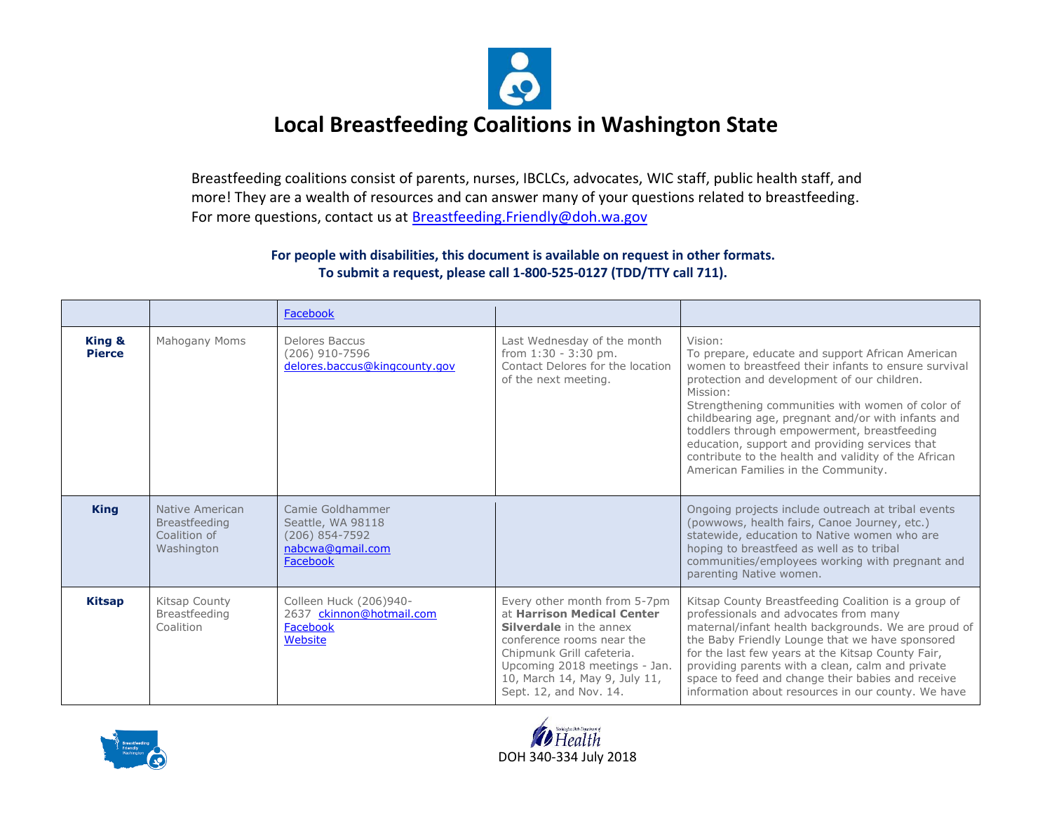# Local Breastfeeding Coalitions in Washington State

Breastfeeding coalitions consist of parents, nurses, IBCLCs, advocates, WIC staff, public health staff, and more! They are a wealth of resources and can answer many of your questions related to breastfeeding. For more questions, contact us at Breastfeeding.Friendly@doh.wa.gov

**For people with disabilities, this document is available on request in other formats. To submit a request, please call 1-800-525-0127 (TDD/TTY call 711).**

| | | | | |
|---|---|---|---|---|
| | | Facebook | | |
| **King & Pierce** | Mahogany Moms | Delores Baccus<br>(206) 910-7596<br>delores.baccus@kingcounty.gov | Last Wednesday of the month from 1:30 - 3:30 pm. Contact Delores for the location of the next meeting. | Vision:<br>To prepare, educate and support African American women to breastfeed their infants to ensure survival protection and development of our children.<br>Mission:<br>Strengthening communities with women of color of childbearing age, pregnant and/or with infants and toddlers through empowerment, breastfeeding education, support and providing services that contribute to the health and validity of the African American Families in the Community. |
| **King** | Native American Breastfeeding Coalition of Washington | Camie Goldhammer<br>Seattle, WA 98118<br>(206) 854-7592<br>nabcwa@gmail.com<br>Facebook | | Ongoing projects include outreach at tribal events (powwows, health fairs, Canoe Journey, etc.) statewide, education to Native women who are hoping to breastfeed as well as to tribal communities/employees working with pregnant and parenting Native women. |
| **Kitsap** | Kitsap County Breastfeeding Coalition | Colleen Huck (206)940-2637 ckinnon@hotmail.com<br>Facebook<br>Website | Every other month from 5-7pm at **Harrison Medical Center Silverdale** in the annex conference rooms near the Chipmunk Grill cafeteria. Upcoming 2018 meetings - Jan. 10, March 14, May 9, July 11, Sept. 12, and Nov. 14. | Kitsap County Breastfeeding Coalition is a group of professionals and advocates from many maternal/infant health backgrounds. We are proud of the Baby Friendly Lounge that we have sponsored for the last few years at the Kitsap County Fair, providing parents with a clean, calm and private space to feed and change their babies and receive information about resources in our county. We have |

DOH 340-334 July 2018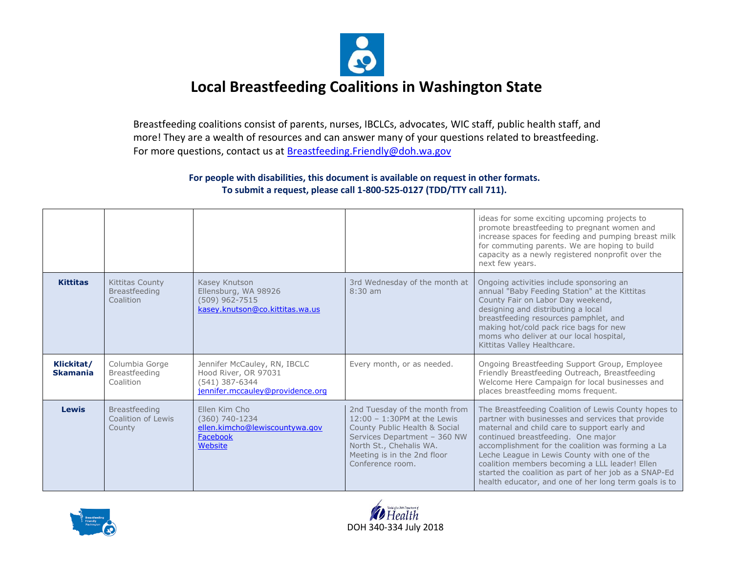# Local Breastfeeding Coalitions in Washington State

Breastfeeding coalitions consist of parents, nurses, IBCLCs, advocates, WIC staff, public health staff, and more! They are a wealth of resources and can answer many of your questions related to breastfeeding. For more questions, contact us at Breastfeeding.Friendly@doh.wa.gov

**For people with disabilities, this document is available on request in other formats. To submit a request, please call 1-800-525-0127 (TDD/TTY call 711).**

| | | | | |
|---|---|---|---|---|
| | | | | ideas for some exciting upcoming projects to promote breastfeeding to pregnant women and increase spaces for feeding and pumping breast milk for commuting parents. We are hoping to build capacity as a newly registered nonprofit over the next few years. |
| **Kittitas** | Kittitas County Breastfeeding Coalition | Kasey Knutson<br>Ellensburg, WA 98926<br>(509) 962-7515<br>kasey.knutson@co.kittitas.wa.us | 3rd Wednesday of the month at 8:30 am | Ongoing activities include sponsoring an annual "Baby Feeding Station" at the Kittitas County Fair on Labor Day weekend, designing and distributing a local breastfeeding resources pamphlet, and making hot/cold pack rice bags for new moms who deliver at our local hospital, Kittitas Valley Healthcare. |
| **Klickitat/ Skamania** | Columbia Gorge Breastfeeding Coalition | Jennifer McCauley, RN, IBCLC<br>Hood River, OR 97031<br>(541) 387-6344<br>jennifer.mccauley@providence.org | Every month, or as needed. | Ongoing Breastfeeding Support Group, Employee Friendly Breastfeeding Outreach, Breastfeeding Welcome Here Campaign for local businesses and places breastfeeding moms frequent. |
| **Lewis** | Breastfeeding Coalition of Lewis County | Ellen Kim Cho<br>(360) 740-1234<br>ellen.kimcho@lewiscountywa.gov<br>Facebook<br>Website | 2nd Tuesday of the month from 12:00 – 1:30PM at the Lewis County Public Health & Social Services Department – 360 NW North St., Chehalis WA. Meeting is in the 2nd floor Conference room. | The Breastfeeding Coalition of Lewis County hopes to partner with businesses and services that provide maternal and child care to support early and continued breastfeeding. One major accomplishment for the coalition was forming a La Leche League in Lewis County with one of the coalition members becoming a LLL leader! Ellen started the coalition as part of her job as a SNAP-Ed health educator, and one of her long term goals is to |

DOH 340-334 July 2018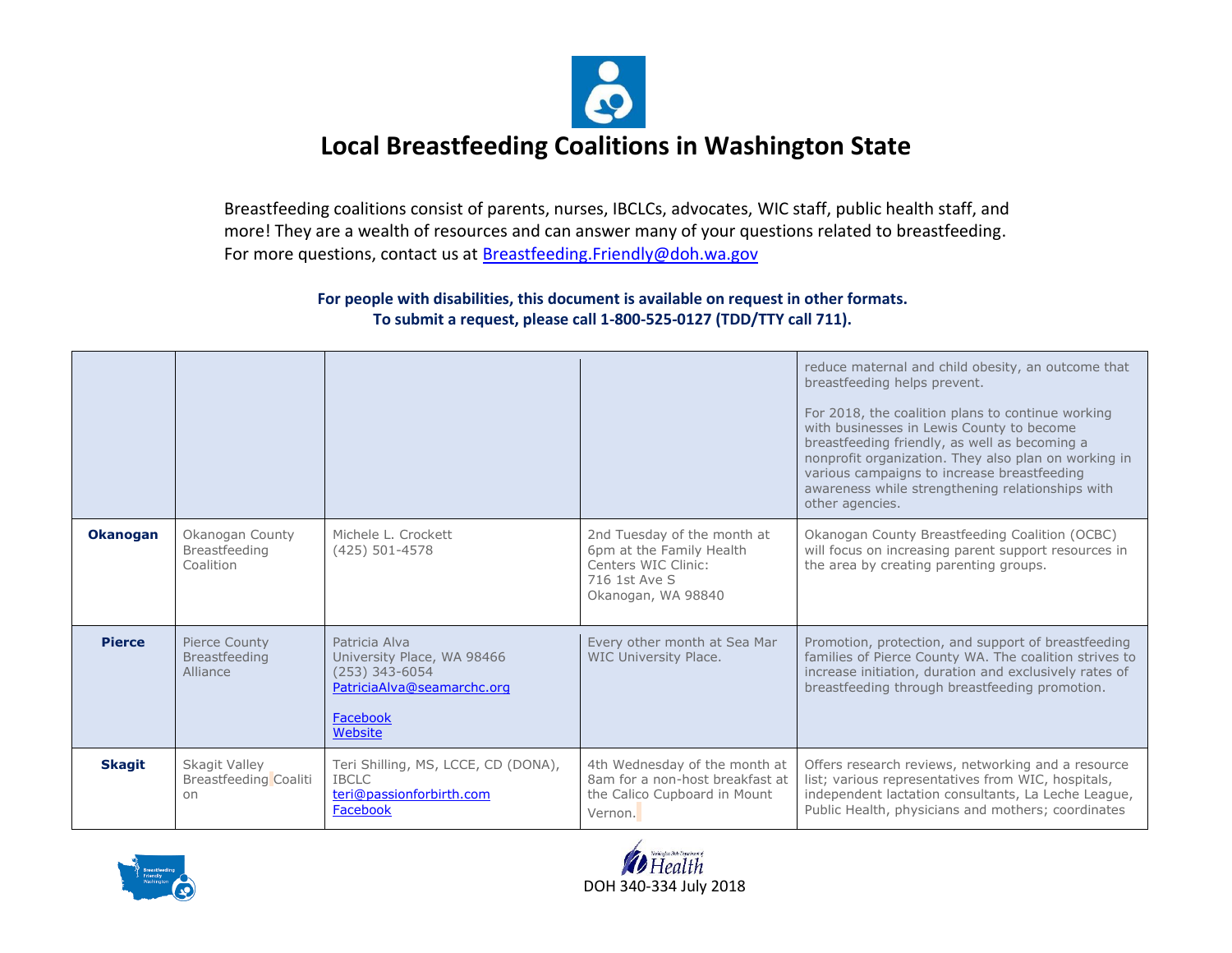# Local Breastfeeding Coalitions in Washington State

Breastfeeding coalitions consist of parents, nurses, IBCLCs, advocates, WIC staff, public health staff, and more! They are a wealth of resources and can answer many of your questions related to breastfeeding. For more questions, contact us at Breastfeeding.Friendly@doh.wa.gov

**For people with disabilities, this document is available on request in other formats. To submit a request, please call 1-800-525-0127 (TDD/TTY call 711).**

| | | | | |
|---|---|---|---|---|
| | | | | reduce maternal and child obesity, an outcome that breastfeeding helps prevent.<br><br>For 2018, the coalition plans to continue working with businesses in Lewis County to become breastfeeding friendly, as well as becoming a nonprofit organization. They also plan on working in various campaigns to increase breastfeeding awareness while strengthening relationships with other agencies. |
| **Okanogan** | Okanogan County Breastfeeding Coalition | Michele L. Crockett<br>(425) 501-4578 | 2nd Tuesday of the month at 6pm at the Family Health Centers WIC Clinic:<br>716 1st Ave S<br>Okanogan, WA 98840 | Okanogan County Breastfeeding Coalition (OCBC) will focus on increasing parent support resources in the area by creating parenting groups. |
| **Pierce** | Pierce County Breastfeeding Alliance | Patricia Alva<br>University Place, WA 98466<br>(253) 343-6054<br>PatriciaAlva@seamarchc.org<br><br>Facebook<br>Website | Every other month at Sea Mar WIC University Place. | Promotion, protection, and support of breastfeeding families of Pierce County WA. The coalition strives to increase initiation, duration and exclusively rates of breastfeeding through breastfeeding promotion. |
| **Skagit** | Skagit Valley Breastfeeding Coalition | Teri Shilling, MS, LCCE, CD (DONA), IBCLC<br>teri@passionforbirth.com<br>Facebook | 4th Wednesday of the month at 8am for a non-host breakfast at the Calico Cupboard in Mount Vernon. | Offers research reviews, networking and a resource list; various representatives from WIC, hospitals, independent lactation consultants, La Leche League, Public Health, physicians and mothers; coordinates |

DOH 340-334 July 2018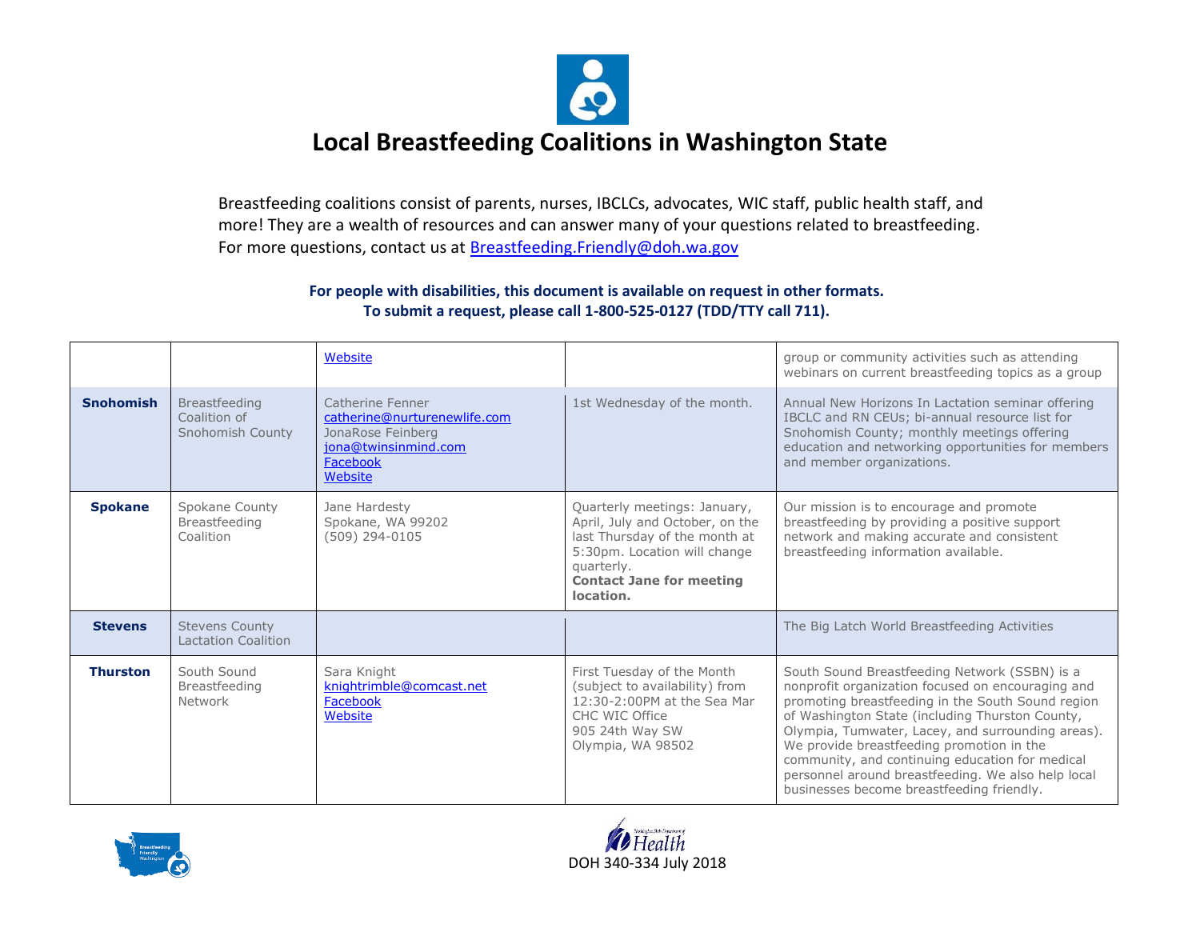# Local Breastfeeding Coalitions in Washington State

Breastfeeding coalitions consist of parents, nurses, IBCLCs, advocates, WIC staff, public health staff, and more! They are a wealth of resources and can answer many of your questions related to breastfeeding. For more questions, contact us at Breastfeeding.Friendly@doh.wa.gov

**For people with disabilities, this document is available on request in other formats. To submit a request, please call 1-800-525-0127 (TDD/TTY call 711).**

| | | | | |
|---|---|---|---|---|
| | | Website | | group or community activities such as attending webinars on current breastfeeding topics as a group |
| **Snohomish** | Breastfeeding Coalition of Snohomish County | Catherine Fenner<br>catherine@nurturenewlife.com<br>JonaRose Feinberg<br>jona@twinsinmind.com<br>Facebook<br>Website | 1st Wednesday of the month. | Annual New Horizons In Lactation seminar offering IBCLC and RN CEUs; bi-annual resource list for Snohomish County; monthly meetings offering education and networking opportunities for members and member organizations. |
| **Spokane** | Spokane County Breastfeeding Coalition | Jane Hardesty<br>Spokane, WA 99202<br>(509) 294-0105 | Quarterly meetings: January, April, July and October, on the last Thursday of the month at 5:30pm. Location will change quarterly.<br>**Contact Jane for meeting location.** | Our mission is to encourage and promote breastfeeding by providing a positive support network and making accurate and consistent breastfeeding information available. |
| **Stevens** | Stevens County Lactation Coalition | | | The Big Latch World Breastfeeding Activities |
| **Thurston** | South Sound Breastfeeding Network | Sara Knight<br>knightrimble@comcast.net<br>Facebook<br>Website | First Tuesday of the Month (subject to availability) from 12:30-2:00PM at the Sea Mar CHC WIC Office<br>905 24th Way SW<br>Olympia, WA 98502 | South Sound Breastfeeding Network (SSBN) is a nonprofit organization focused on encouraging and promoting breastfeeding in the South Sound region of Washington State (including Thurston County, Olympia, Tumwater, Lacey, and surrounding areas). We provide breastfeeding promotion in the community, and continuing education for medical personnel around breastfeeding. We also help local businesses become breastfeeding friendly. |

DOH 340-334 July 2018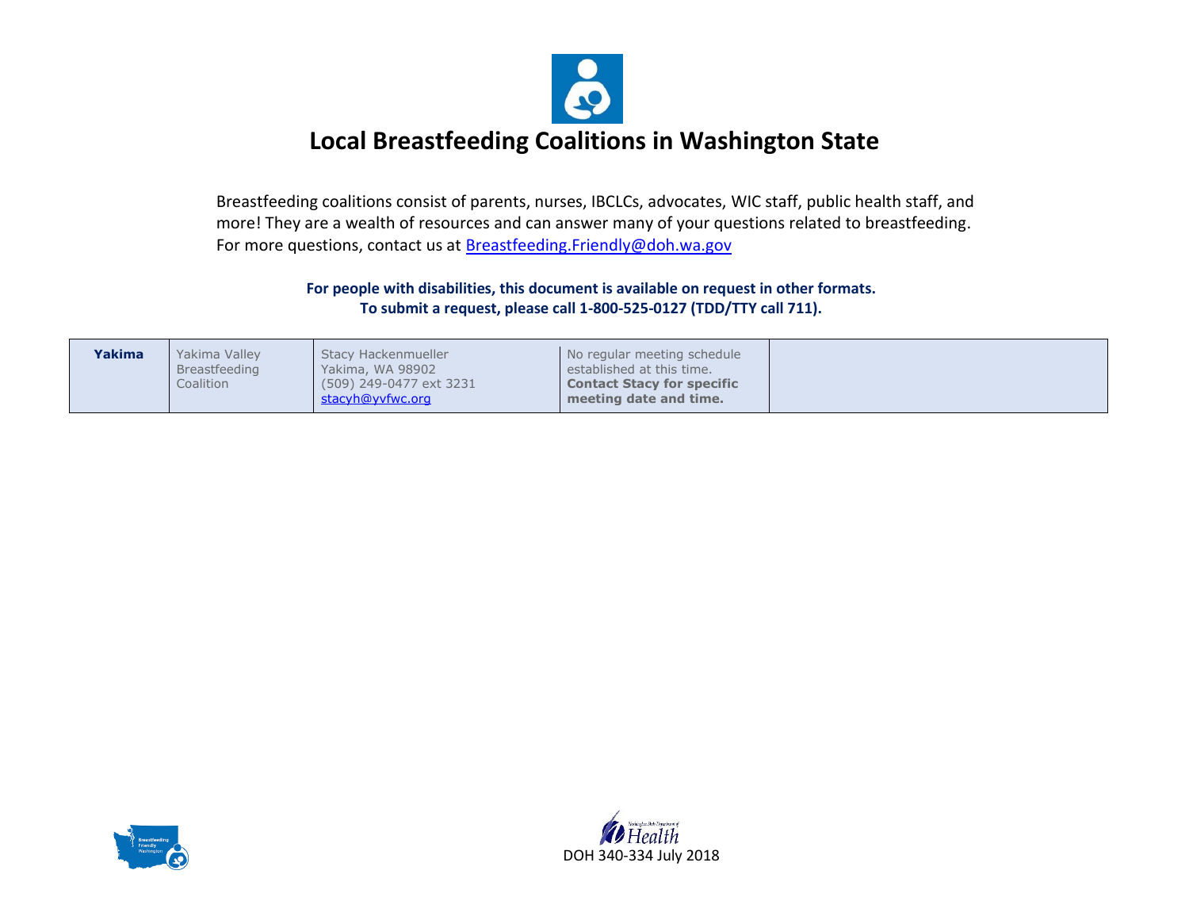# Local Breastfeeding Coalitions in Washington State

Breastfeeding coalitions consist of parents, nurses, IBCLCs, advocates, WIC staff, public health staff, and more! They are a wealth of resources and can answer many of your questions related to breastfeeding. For more questions, contact us at Breastfeeding.Friendly@doh.wa.gov

**For people with disabilities, this document is available on request in other formats.**
**To submit a request, please call 1-800-525-0127 (TDD/TTY call 711).**

| | | | | |
|---|---|---|---|---|
| **Yakima** | Yakima Valley Breastfeeding Coalition | Stacy Hackenmueller<br>Yakima, WA 98902<br>(509) 249-0477 ext 3231<br>stacyh@yvfwc.org | No regular meeting schedule established at this time. **Contact Stacy for specific meeting date and time.** | |

DOH 340-334 July 2018